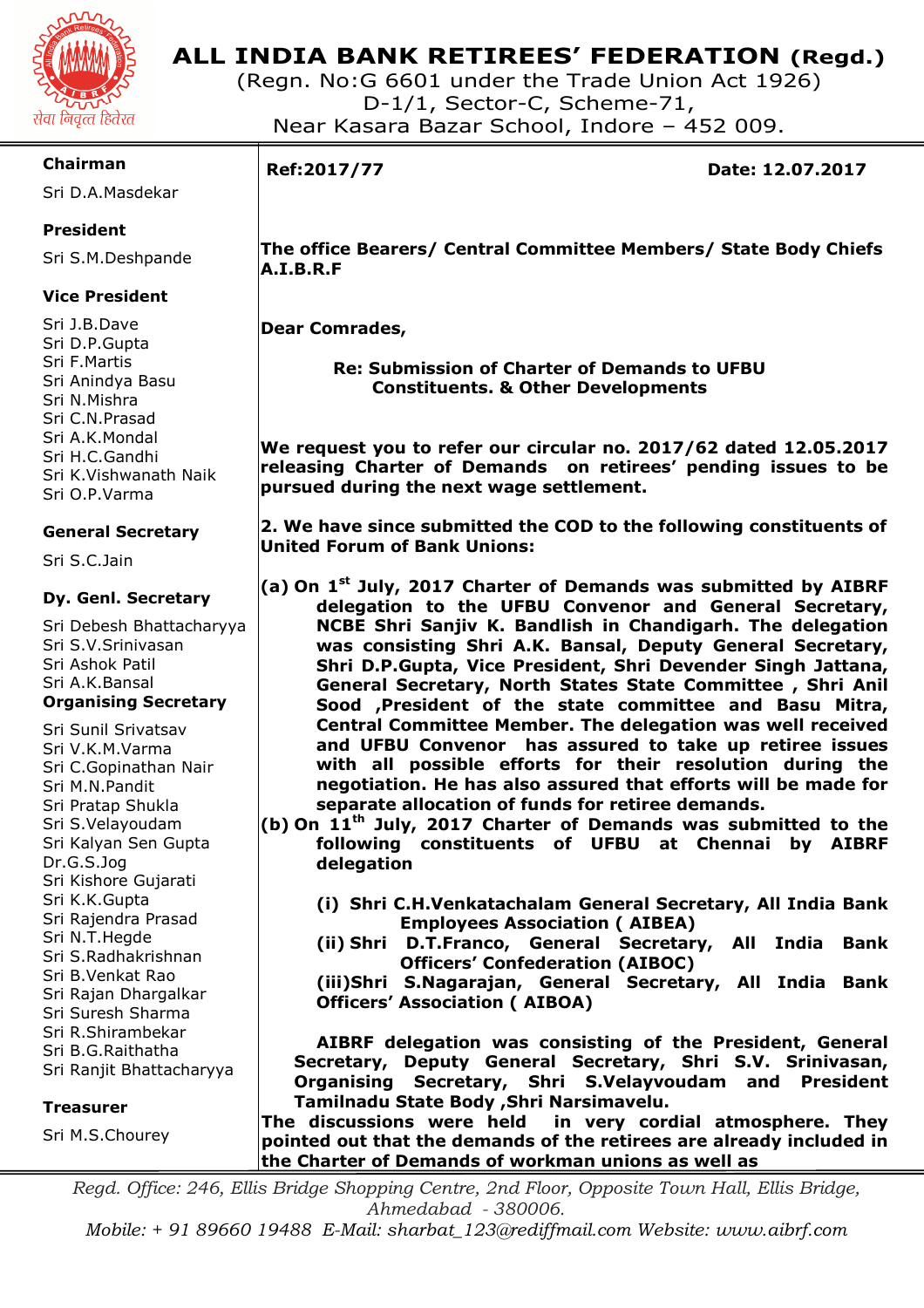# ALL INDIA BANK RETIREES' FEDERATION (Regd.)

(Regn. No:G 6601 under the Trade Union Act 1926)
D-1/1, Sector-C, Scheme-71,
Near Kasara Bazar School, Indore – 452 009.

सेवा निवृत्त हितरत

**Chairman**
Sri D.A.Masdekar

**President**
Sri S.M.Deshpande

**Vice President**
Sri J.B.Dave
Sri D.P.Gupta
Sri F.Martis
Sri Anindya Basu
Sri N.Mishra
Sri C.N.Prasad
Sri A.K.Mondal
Sri H.C.Gandhi
Sri K.Vishwanath Naik
Sri O.P.Varma

**General Secretary**
Sri S.C.Jain

**Dy. Genl. Secretary**
Sri Debesh Bhattacharyya
Sri S.V.Srinivasan
Sri Ashok Patil
Sri A.K.Bansal

**Organising Secretary**
Sri Sunil Srivatsav
Sri V.K.M.Varma
Sri C.Gopinathan Nair
Sri M.N.Pandit
Sri Pratap Shukla
Sri S.Velayoudam
Sri Kalyan Sen Gupta
Dr.G.S.Jog
Sri Kishore Gujarati
Sri K.K.Gupta
Sri Rajendra Prasad
Sri N.T.Hegde
Sri S.Radhakrishnan
Sri B.Venkat Rao
Sri Rajan Dhargalkar
Sri Suresh Sharma
Sri R.Shirambekar
Sri B.G.Raithatha
Sri Ranjit Bhattacharyya

**Treasurer**
Sri M.S.Chourey

---

**Ref:2017/77** **Date: 12.07.2017**

**The office Bearers/ Central Committee Members/ State Body Chiefs A.I.B.R.F**

**Dear Comrades,**

**Re: Submission of Charter of Demands to UFBU Constituents. & Other Developments**

**We request you to refer our circular no. 2017/62 dated 12.05.2017 releasing Charter of Demands on retirees' pending issues to be pursued during the next wage settlement.**

**2. We have since submitted the COD to the following constituents of United Forum of Bank Unions:**

**(a) On 1st July, 2017 Charter of Demands was submitted by AIBRF delegation to the UFBU Convenor and General Secretary, NCBE Shri Sanjiv K. Bandlish in Chandigarh. The delegation was consisting Shri A.K. Bansal, Deputy General Secretary, Shri D.P.Gupta, Vice President, Shri Devender Singh Jattana, General Secretary, North States State Committee , Shri Anil Sood ,President of the state committee and Basu Mitra, Central Committee Member. The delegation was well received and UFBU Convenor has assured to take up retiree issues with all possible efforts for their resolution during the negotiation. He has also assured that efforts will be made for separate allocation of funds for retiree demands.**

**(b) On 11th July, 2017 Charter of Demands was submitted to the following constituents of UFBU at Chennai by AIBRF delegation**

**(i) Shri C.H.Venkatachalam General Secretary, All India Bank Employees Association ( AIBEA)**
**(ii) Shri D.T.Franco, General Secretary, All India Bank Officers' Confederation (AIBOC)**
**(iii)Shri S.Nagarajan, General Secretary, All India Bank Officers' Association ( AIBOA)**

**AIBRF delegation was consisting of the President, General Secretary, Deputy General Secretary, Shri S.V. Srinivasan, Organising Secretary, Shri S.Velayoudam and President Tamilnadu State Body ,Shri Narsimavelu.**

**The discussions were held in very cordial atmosphere. They pointed out that the demands of the retirees are already included in the Charter of Demands of workman unions as well as**

*Regd. Office: 246, Ellis Bridge Shopping Centre, 2nd Floor, Opposite Town Hall, Ellis Bridge, Ahmedabad - 380006.*
*Mobile: + 91 89660 19488 E-Mail: sharbat_123@rediffmail.com Website: www.aibrf.com*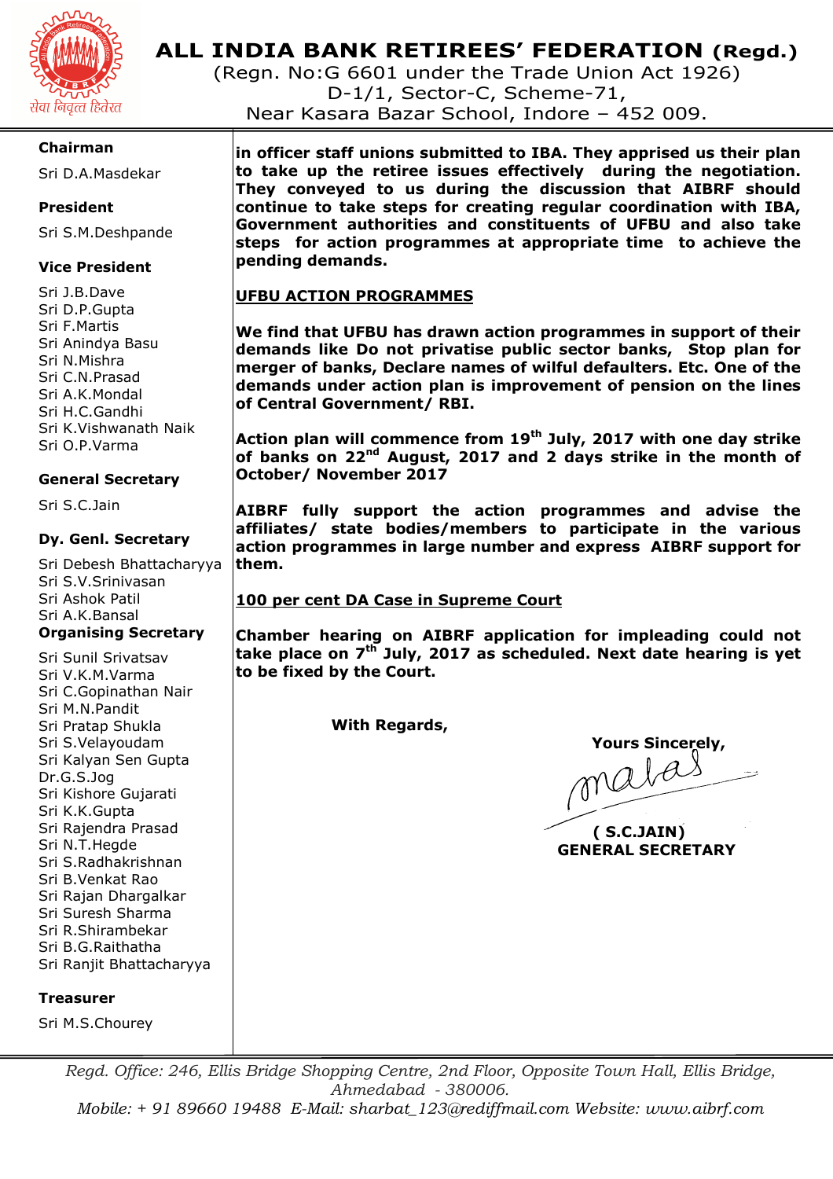# ALL INDIA BANK RETIREES' FEDERATION (Regd.)

(Regn. No:G 6601 under the Trade Union Act 1926)
D-1/1, Sector-C, Scheme-71,
Near Kasara Bazar School, Indore – 452 009.

सेवा निवृत्त हितरत

**Chairman**

Sri D.A.Masdekar

**President**

Sri S.M.Deshpande

**Vice President**

Sri J.B.Dave
Sri D.P.Gupta
Sri F.Martis
Sri Anindya Basu
Sri N.Mishra
Sri C.N.Prasad
Sri A.K.Mondal
Sri H.C.Gandhi
Sri K.Vishwanath Naik
Sri O.P.Varma

**General Secretary**

Sri S.C.Jain

**Dy. Genl. Secretary**

Sri Debesh Bhattacharyya
Sri S.V.Srinivasan
Sri Ashok Patil
Sri A.K.Bansal

**Organising Secretary**

Sri Sunil Srivatsav
Sri V.K.M.Varma
Sri C.Gopinathan Nair
Sri M.N.Pandit
Sri Pratap Shukla
Sri S.Velayoudam
Sri Kalyan Sen Gupta
Dr.G.S.Jog
Sri Kishore Gujarati
Sri K.K.Gupta
Sri Rajendra Prasad
Sri N.T.Hegde
Sri S.Radhakrishnan
Sri B.Venkat Rao
Sri Rajan Dhargalkar
Sri Suresh Sharma
Sri R.Shirambekar
Sri B.G.Raithatha
Sri Ranjit Bhattacharyya

**Treasurer**

Sri M.S.Chourey

**in officer staff unions submitted to IBA. They apprised us their plan to take up the retiree issues effectively during the negotiation. They conveyed to us during the discussion that AIBRF should continue to take steps for creating regular coordination with IBA, Government authorities and constituents of UFBU and also take steps for action programmes at appropriate time to achieve the pending demands.**

**UFBU ACTION PROGRAMMES**

**We find that UFBU has drawn action programmes in support of their demands like Do not privatise public sector banks, Stop plan for merger of banks, Declare names of wilful defaulters. Etc. One of the demands under action plan is improvement of pension on the lines of Central Government/ RBI.**

**Action plan will commence from 19th July, 2017 with one day strike of banks on 22nd August, 2017 and 2 days strike in the month of October/ November 2017**

**AIBRF fully support the action programmes and advise the affiliates/ state bodies/members to participate in the various action programmes in large number and express AIBRF support for them.**

**100 per cent DA Case in Supreme Court**

**Chamber hearing on AIBRF application for impleading could not take place on 7th July, 2017 as scheduled. Next date hearing is yet to be fixed by the Court.**

**With Regards,**

**Yours Sincerely,**

**( S.C.JAIN)**
**GENERAL SECRETARY**

*Regd. Office: 246, Ellis Bridge Shopping Centre, 2nd Floor, Opposite Town Hall, Ellis Bridge, Ahmedabad - 380006.*
*Mobile: + 91 89660 19488 E-Mail: sharbat_123@rediffmail.com Website: www.aibrf.com*